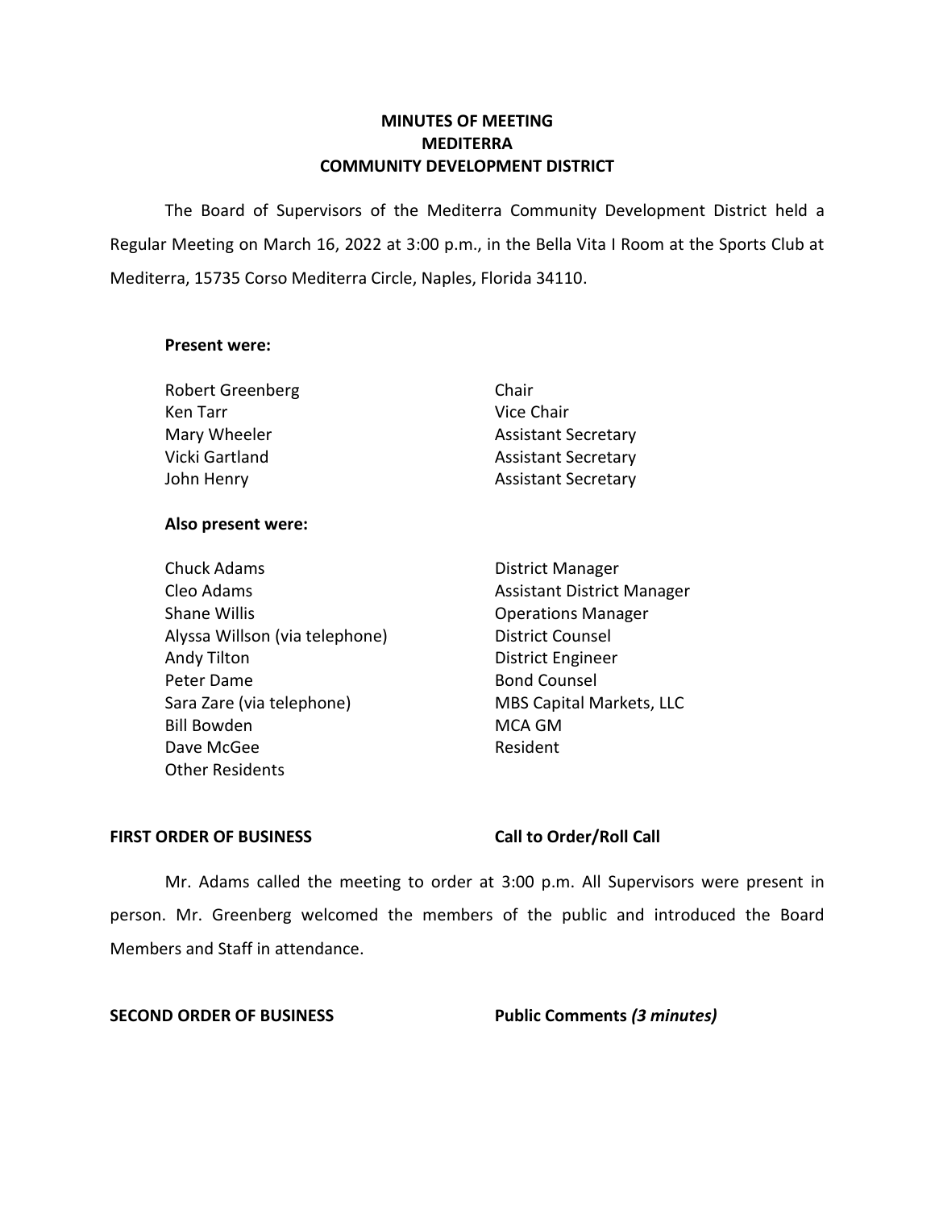# MINUTES OF MEETING
# MEDITERRA
# COMMUNITY DEVELOPMENT DISTRICT

The Board of Supervisors of the Mediterra Community Development District held a Regular Meeting on March 16, 2022 at 3:00 p.m., in the Bella Vita I Room at the Sports Club at Mediterra, 15735 Corso Mediterra Circle, Naples, Florida 34110.

**Present were:**

| | |
|---|---|
| Robert Greenberg | Chair |
| Ken Tarr | Vice Chair |
| Mary Wheeler | Assistant Secretary |
| Vicki Gartland | Assistant Secretary |
| John Henry | Assistant Secretary |

**Also present were:**

| | |
|---|---|
| Chuck Adams | District Manager |
| Cleo Adams | Assistant District Manager |
| Shane Willis | Operations Manager |
| Alyssa Willson (via telephone) | District Counsel |
| Andy Tilton | District Engineer |
| Peter Dame | Bond Counsel |
| Sara Zare (via telephone) | MBS Capital Markets, LLC |
| Bill Bowden | MCA GM |
| Dave McGee | Resident |
| Other Residents | |

**FIRST ORDER OF BUSINESS** **Call to Order/Roll Call**

Mr. Adams called the meeting to order at 3:00 p.m. All Supervisors were present in person. Mr. Greenberg welcomed the members of the public and introduced the Board Members and Staff in attendance.

**SECOND ORDER OF BUSINESS** **Public Comments *(3 minutes)***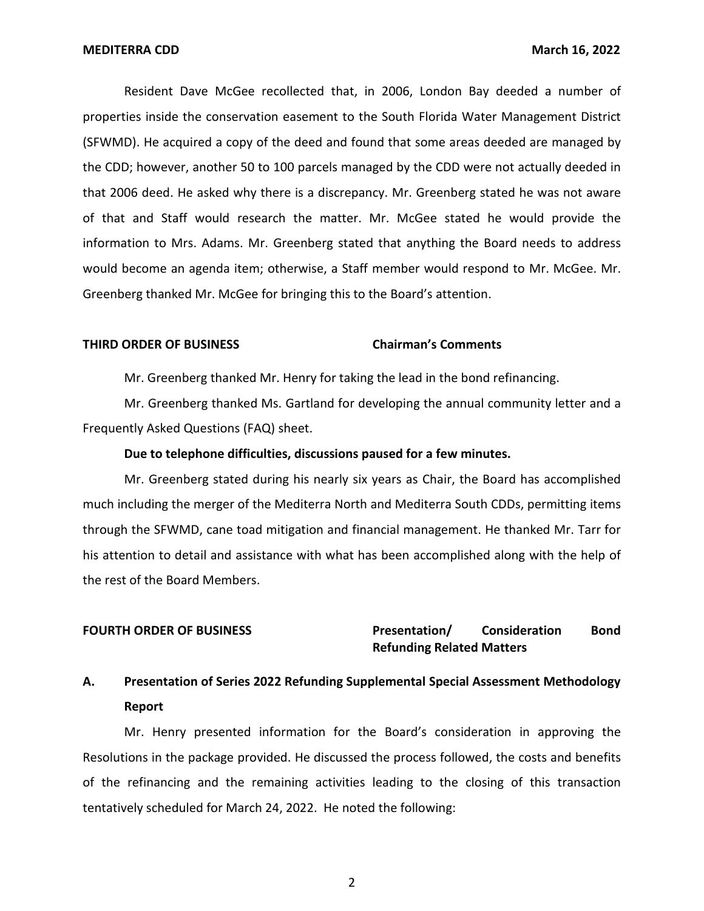Resident Dave McGee recollected that, in 2006, London Bay deeded a number of properties inside the conservation easement to the South Florida Water Management District (SFWMD). He acquired a copy of the deed and found that some areas deeded are managed by the CDD; however, another 50 to 100 parcels managed by the CDD were not actually deeded in that 2006 deed. He asked why there is a discrepancy. Mr. Greenberg stated he was not aware of that and Staff would research the matter. Mr. McGee stated he would provide the information to Mrs. Adams. Mr. Greenberg stated that anything the Board needs to address would become an agenda item; otherwise, a Staff member would respond to Mr. McGee. Mr. Greenberg thanked Mr. McGee for bringing this to the Board's attention.

**THIRD ORDER OF BUSINESS** **Chairman's Comments**

Mr. Greenberg thanked Mr. Henry for taking the lead in the bond refinancing.

Mr. Greenberg thanked Ms. Gartland for developing the annual community letter and a Frequently Asked Questions (FAQ) sheet.

**Due to telephone difficulties, discussions paused for a few minutes.**

Mr. Greenberg stated during his nearly six years as Chair, the Board has accomplished much including the merger of the Mediterra North and Mediterra South CDDs, permitting items through the SFWMD, cane toad mitigation and financial management. He thanked Mr. Tarr for his attention to detail and assistance with what has been accomplished along with the help of the rest of the Board Members.

**FOURTH ORDER OF BUSINESS** **Presentation/ Consideration Bond Refunding Related Matters**

**A. Presentation of Series 2022 Refunding Supplemental Special Assessment Methodology Report**

Mr. Henry presented information for the Board's consideration in approving the Resolutions in the package provided. He discussed the process followed, the costs and benefits of the refinancing and the remaining activities leading to the closing of this transaction tentatively scheduled for March 24, 2022. He noted the following: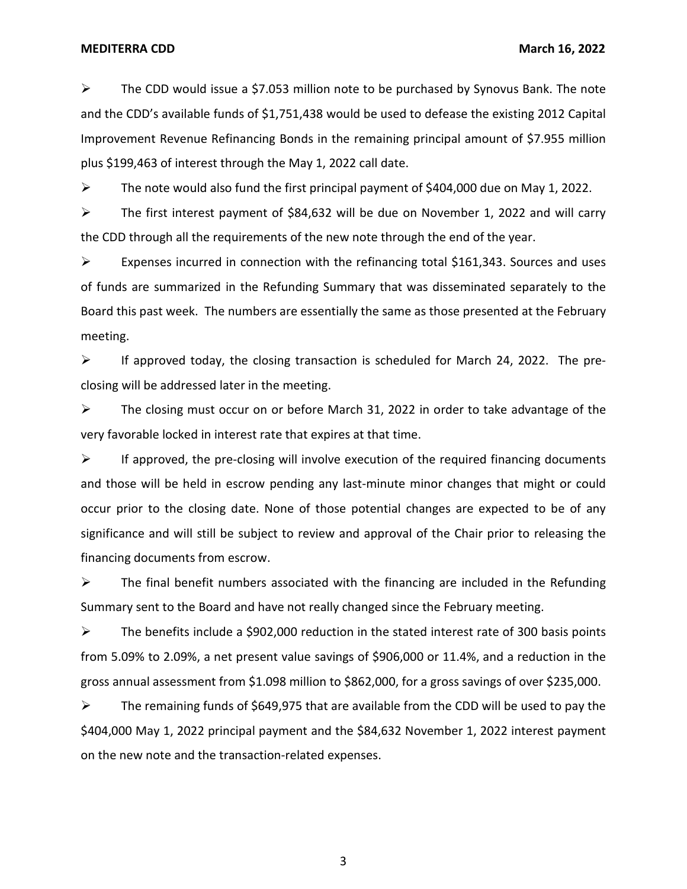- The CDD would issue a $7.053 million note to be purchased by Synovus Bank. The note and the CDD's available funds of $1,751,438 would be used to defease the existing 2012 Capital Improvement Revenue Refinancing Bonds in the remaining principal amount of $7.955 million plus $199,463 of interest through the May 1, 2022 call date.
- The note would also fund the first principal payment of $404,000 due on May 1, 2022.
- The first interest payment of $84,632 will be due on November 1, 2022 and will carry the CDD through all the requirements of the new note through the end of the year.
- Expenses incurred in connection with the refinancing total $161,343. Sources and uses of funds are summarized in the Refunding Summary that was disseminated separately to the Board this past week. The numbers are essentially the same as those presented at the February meeting.
- If approved today, the closing transaction is scheduled for March 24, 2022. The pre-closing will be addressed later in the meeting.
- The closing must occur on or before March 31, 2022 in order to take advantage of the very favorable locked in interest rate that expires at that time.
- If approved, the pre-closing will involve execution of the required financing documents and those will be held in escrow pending any last-minute minor changes that might or could occur prior to the closing date. None of those potential changes are expected to be of any significance and will still be subject to review and approval of the Chair prior to releasing the financing documents from escrow.
- The final benefit numbers associated with the financing are included in the Refunding Summary sent to the Board and have not really changed since the February meeting.
- The benefits include a $902,000 reduction in the stated interest rate of 300 basis points from 5.09% to 2.09%, a net present value savings of $906,000 or 11.4%, and a reduction in the gross annual assessment from $1.098 million to $862,000, for a gross savings of over $235,000.
- The remaining funds of $649,975 that are available from the CDD will be used to pay the $404,000 May 1, 2022 principal payment and the $84,632 November 1, 2022 interest payment on the new note and the transaction-related expenses.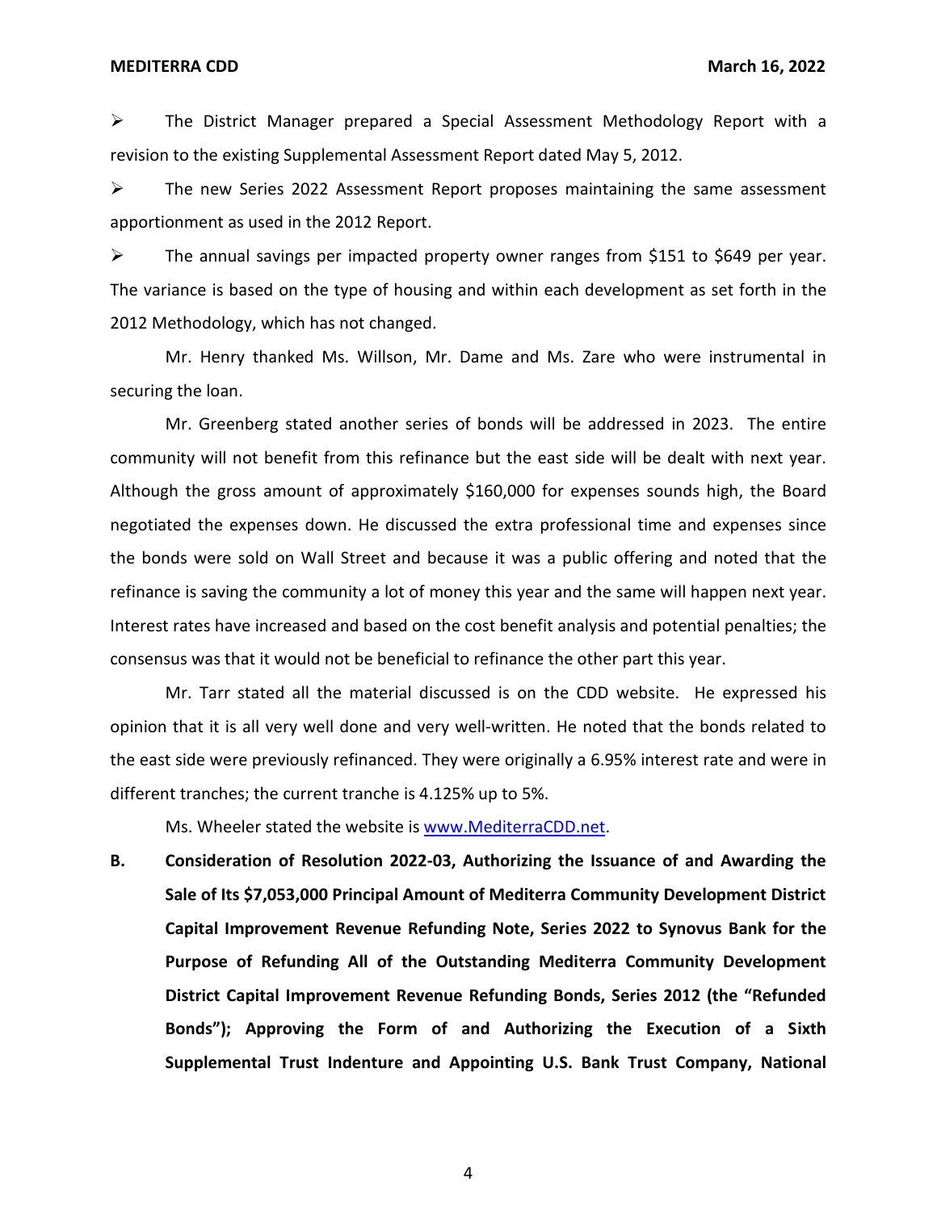- The District Manager prepared a Special Assessment Methodology Report with a revision to the existing Supplemental Assessment Report dated May 5, 2012.
- The new Series 2022 Assessment Report proposes maintaining the same assessment apportionment as used in the 2012 Report.
- The annual savings per impacted property owner ranges from $151 to $649 per year. The variance is based on the type of housing and within each development as set forth in the 2012 Methodology, which has not changed.

Mr. Henry thanked Ms. Willson, Mr. Dame and Ms. Zare who were instrumental in securing the loan.

Mr. Greenberg stated another series of bonds will be addressed in 2023. The entire community will not benefit from this refinance but the east side will be dealt with next year. Although the gross amount of approximately $160,000 for expenses sounds high, the Board negotiated the expenses down. He discussed the extra professional time and expenses since the bonds were sold on Wall Street and because it was a public offering and noted that the refinance is saving the community a lot of money this year and the same will happen next year. Interest rates have increased and based on the cost benefit analysis and potential penalties; the consensus was that it would not be beneficial to refinance the other part this year.

Mr. Tarr stated all the material discussed is on the CDD website. He expressed his opinion that it is all very well done and very well-written. He noted that the bonds related to the east side were previously refinanced. They were originally a 6.95% interest rate and were in different tranches; the current tranche is 4.125% up to 5%.

Ms. Wheeler stated the website is [www.MediterraCDD.net](http://www.MediterraCDD.net).

**B. Consideration of Resolution 2022-03, Authorizing the Issuance of and Awarding the Sale of Its $7,053,000 Principal Amount of Mediterra Community Development District Capital Improvement Revenue Refunding Note, Series 2022 to Synovus Bank for the Purpose of Refunding All of the Outstanding Mediterra Community Development District Capital Improvement Revenue Refunding Bonds, Series 2012 (the "Refunded Bonds"); Approving the Form of and Authorizing the Execution of a Sixth Supplemental Trust Indenture and Appointing U.S. Bank Trust Company, National**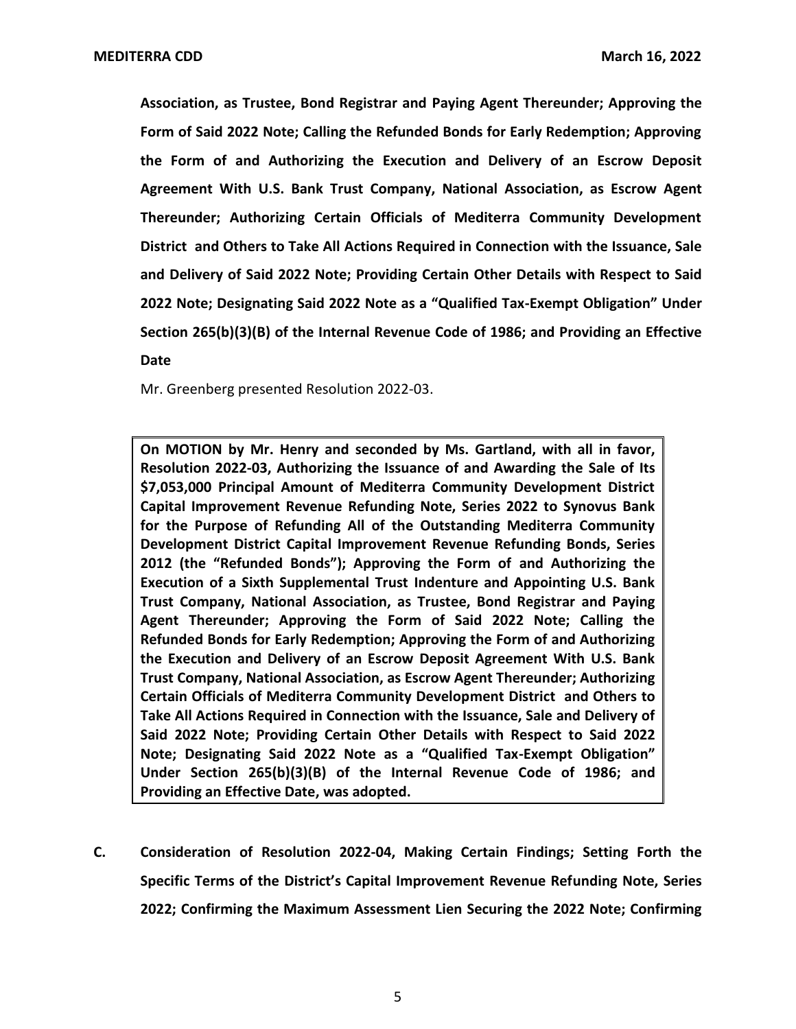**Association, as Trustee, Bond Registrar and Paying Agent Thereunder; Approving the Form of Said 2022 Note; Calling the Refunded Bonds for Early Redemption; Approving the Form of and Authorizing the Execution and Delivery of an Escrow Deposit Agreement With U.S. Bank Trust Company, National Association, as Escrow Agent Thereunder; Authorizing Certain Officials of Mediterra Community Development District and Others to Take All Actions Required in Connection with the Issuance, Sale and Delivery of Said 2022 Note; Providing Certain Other Details with Respect to Said 2022 Note; Designating Said 2022 Note as a "Qualified Tax-Exempt Obligation" Under Section 265(b)(3)(B) of the Internal Revenue Code of 1986; and Providing an Effective Date**

Mr. Greenberg presented Resolution 2022-03.

**On MOTION by Mr. Henry and seconded by Ms. Gartland, with all in favor, Resolution 2022-03, Authorizing the Issuance of and Awarding the Sale of Its $7,053,000 Principal Amount of Mediterra Community Development District Capital Improvement Revenue Refunding Note, Series 2022 to Synovus Bank for the Purpose of Refunding All of the Outstanding Mediterra Community Development District Capital Improvement Revenue Refunding Bonds, Series 2012 (the "Refunded Bonds"); Approving the Form of and Authorizing the Execution of a Sixth Supplemental Trust Indenture and Appointing U.S. Bank Trust Company, National Association, as Trustee, Bond Registrar and Paying Agent Thereunder; Approving the Form of Said 2022 Note; Calling the Refunded Bonds for Early Redemption; Approving the Form of and Authorizing the Execution and Delivery of an Escrow Deposit Agreement With U.S. Bank Trust Company, National Association, as Escrow Agent Thereunder; Authorizing Certain Officials of Mediterra Community Development District and Others to Take All Actions Required in Connection with the Issuance, Sale and Delivery of Said 2022 Note; Providing Certain Other Details with Respect to Said 2022 Note; Designating Said 2022 Note as a "Qualified Tax-Exempt Obligation" Under Section 265(b)(3)(B) of the Internal Revenue Code of 1986; and Providing an Effective Date, was adopted.**

**C. Consideration of Resolution 2022-04, Making Certain Findings; Setting Forth the Specific Terms of the District's Capital Improvement Revenue Refunding Note, Series 2022; Confirming the Maximum Assessment Lien Securing the 2022 Note; Confirming**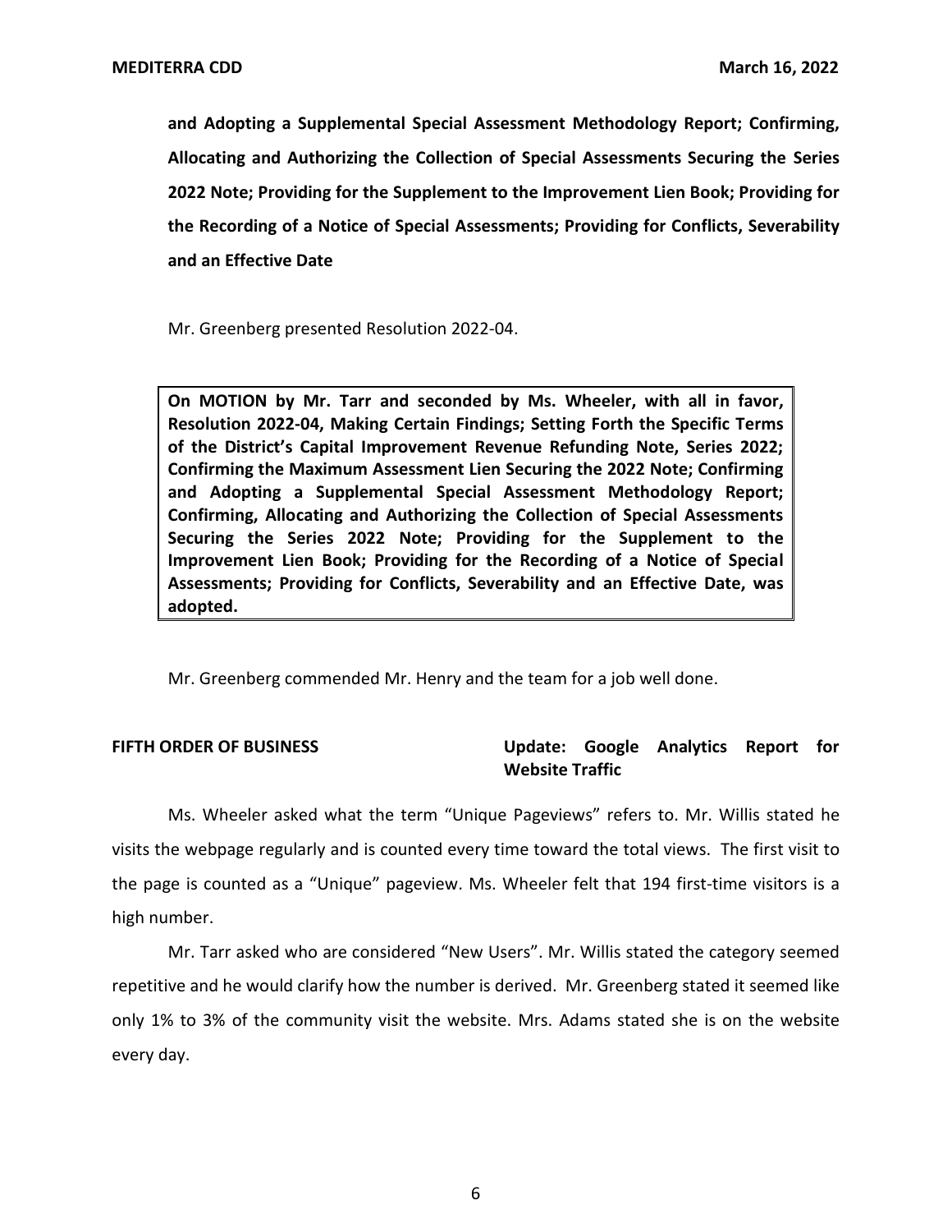**and Adopting a Supplemental Special Assessment Methodology Report; Confirming, Allocating and Authorizing the Collection of Special Assessments Securing the Series 2022 Note; Providing for the Supplement to the Improvement Lien Book; Providing for the Recording of a Notice of Special Assessments; Providing for Conflicts, Severability and an Effective Date**

Mr. Greenberg presented Resolution 2022-04.

> **On MOTION by Mr. Tarr and seconded by Ms. Wheeler, with all in favor, Resolution 2022-04, Making Certain Findings; Setting Forth the Specific Terms of the District's Capital Improvement Revenue Refunding Note, Series 2022; Confirming the Maximum Assessment Lien Securing the 2022 Note; Confirming and Adopting a Supplemental Special Assessment Methodology Report; Confirming, Allocating and Authorizing the Collection of Special Assessments Securing the Series 2022 Note; Providing for the Supplement to the Improvement Lien Book; Providing for the Recording of a Notice of Special Assessments; Providing for Conflicts, Severability and an Effective Date, was adopted.**

Mr. Greenberg commended Mr. Henry and the team for a job well done.

**FIFTH ORDER OF BUSINESS** **Update: Google Analytics Report for Website Traffic**

Ms. Wheeler asked what the term "Unique Pageviews" refers to. Mr. Willis stated he visits the webpage regularly and is counted every time toward the total views. The first visit to the page is counted as a "Unique" pageview. Ms. Wheeler felt that 194 first-time visitors is a high number.

Mr. Tarr asked who are considered "New Users". Mr. Willis stated the category seemed repetitive and he would clarify how the number is derived. Mr. Greenberg stated it seemed like only 1% to 3% of the community visit the website. Mrs. Adams stated she is on the website every day.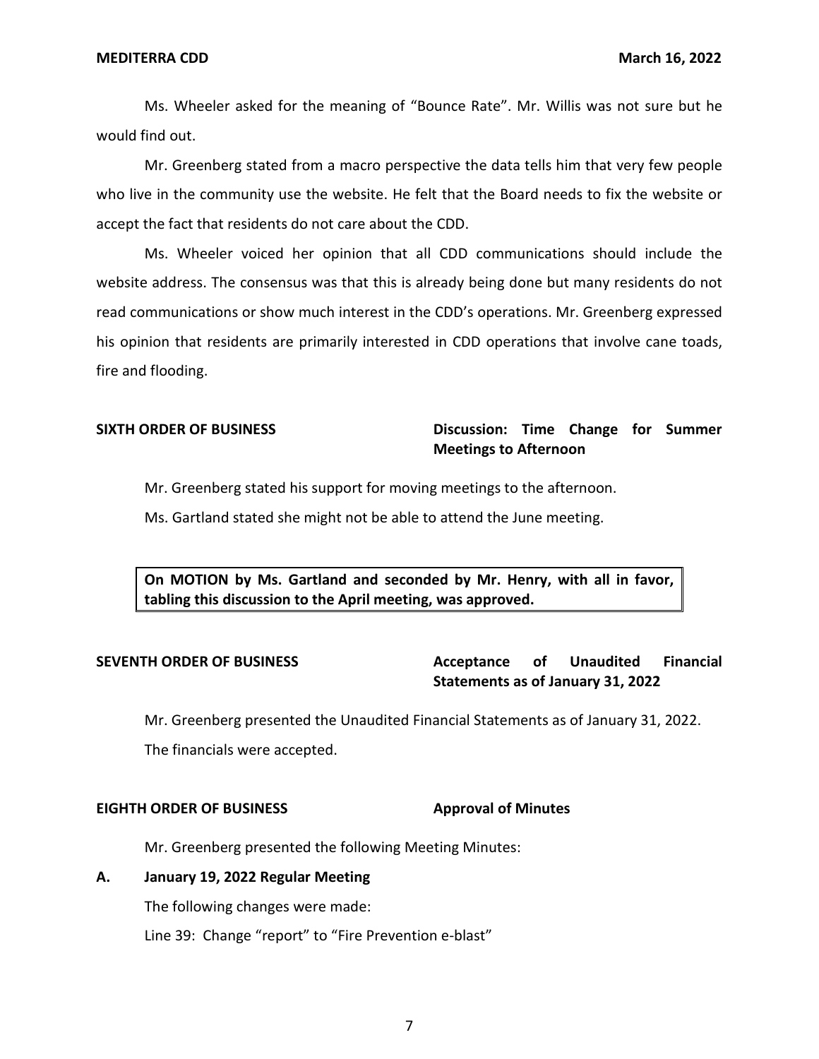Ms. Wheeler asked for the meaning of “Bounce Rate”. Mr. Willis was not sure but he would find out.

Mr. Greenberg stated from a macro perspective the data tells him that very few people who live in the community use the website. He felt that the Board needs to fix the website or accept the fact that residents do not care about the CDD.

Ms. Wheeler voiced her opinion that all CDD communications should include the website address. The consensus was that this is already being done but many residents do not read communications or show much interest in the CDD’s operations. Mr. Greenberg expressed his opinion that residents are primarily interested in CDD operations that involve cane toads, fire and flooding.

**SIXTH ORDER OF BUSINESS** — **Discussion: Time Change for Summer Meetings to Afternoon**

Mr. Greenberg stated his support for moving meetings to the afternoon.

Ms. Gartland stated she might not be able to attend the June meeting.

> **On MOTION by Ms. Gartland and seconded by Mr. Henry, with all in favor, tabling this discussion to the April meeting, was approved.**

**SEVENTH ORDER OF BUSINESS** — **Acceptance of Unaudited Financial Statements as of January 31, 2022**

Mr. Greenberg presented the Unaudited Financial Statements as of January 31, 2022.

The financials were accepted.

**EIGHTH ORDER OF BUSINESS** — **Approval of Minutes**

Mr. Greenberg presented the following Meeting Minutes:

**A. January 19, 2022 Regular Meeting**

The following changes were made:

Line 39: Change “report” to “Fire Prevention e-blast”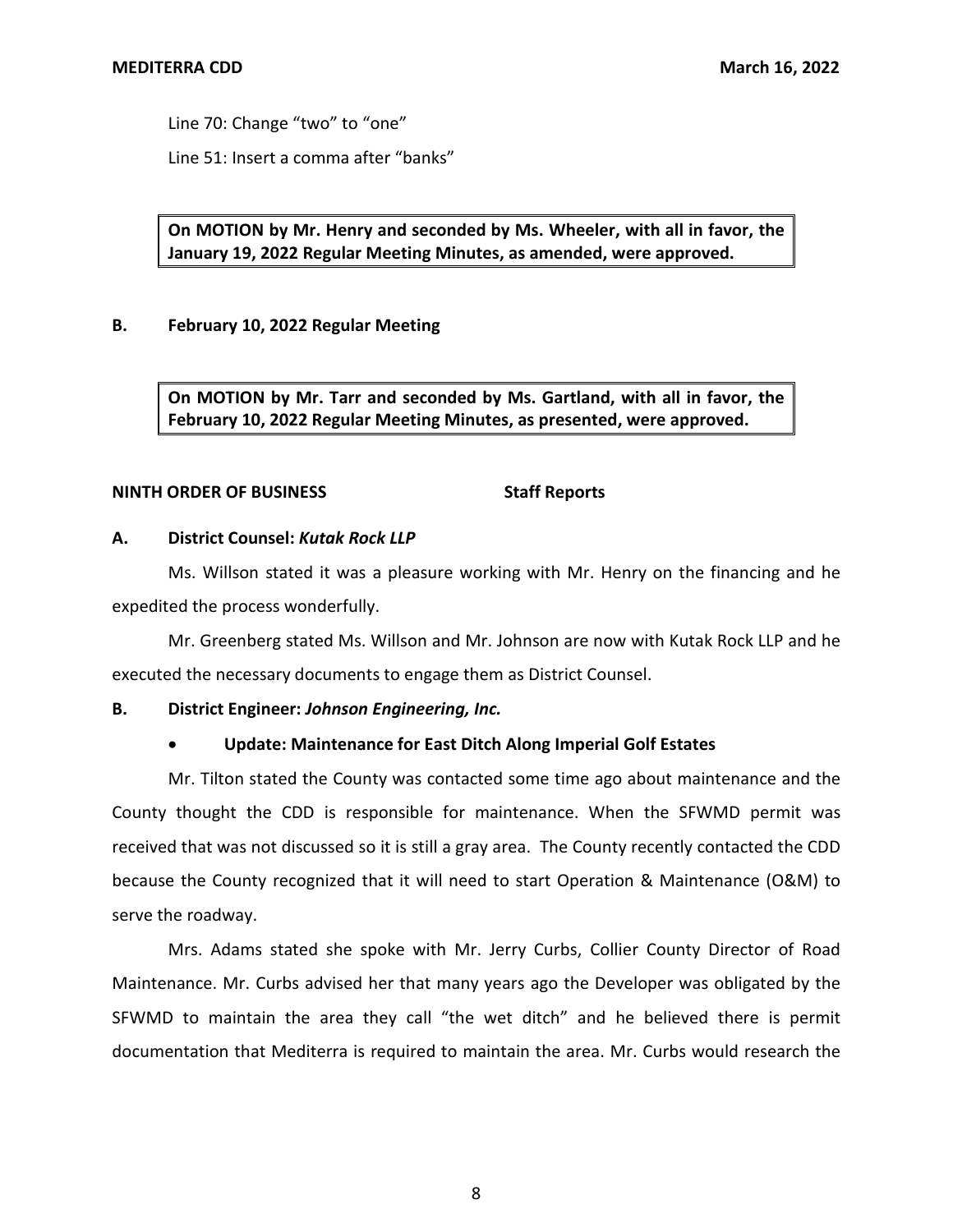Line 70: Change “two” to “one”

Line 51: Insert a comma after “banks”

**On MOTION by Mr. Henry and seconded by Ms. Wheeler, with all in favor, the January 19, 2022 Regular Meeting Minutes, as amended, were approved.**

**B. February 10, 2022 Regular Meeting**

**On MOTION by Mr. Tarr and seconded by Ms. Gartland, with all in favor, the February 10, 2022 Regular Meeting Minutes, as presented, were approved.**

**NINTH ORDER OF BUSINESS Staff Reports**

**A. District Counsel: *Kutak Rock LLP***

Ms. Willson stated it was a pleasure working with Mr. Henry on the financing and he expedited the process wonderfully.

Mr. Greenberg stated Ms. Willson and Mr. Johnson are now with Kutak Rock LLP and he executed the necessary documents to engage them as District Counsel.

**B. District Engineer: *Johnson Engineering, Inc.***

- **Update: Maintenance for East Ditch Along Imperial Golf Estates**

Mr. Tilton stated the County was contacted some time ago about maintenance and the County thought the CDD is responsible for maintenance. When the SFWMD permit was received that was not discussed so it is still a gray area. The County recently contacted the CDD because the County recognized that it will need to start Operation & Maintenance (O&M) to serve the roadway.

Mrs. Adams stated she spoke with Mr. Jerry Curbs, Collier County Director of Road Maintenance. Mr. Curbs advised her that many years ago the Developer was obligated by the SFWMD to maintain the area they call “the wet ditch” and he believed there is permit documentation that Mediterra is required to maintain the area. Mr. Curbs would research the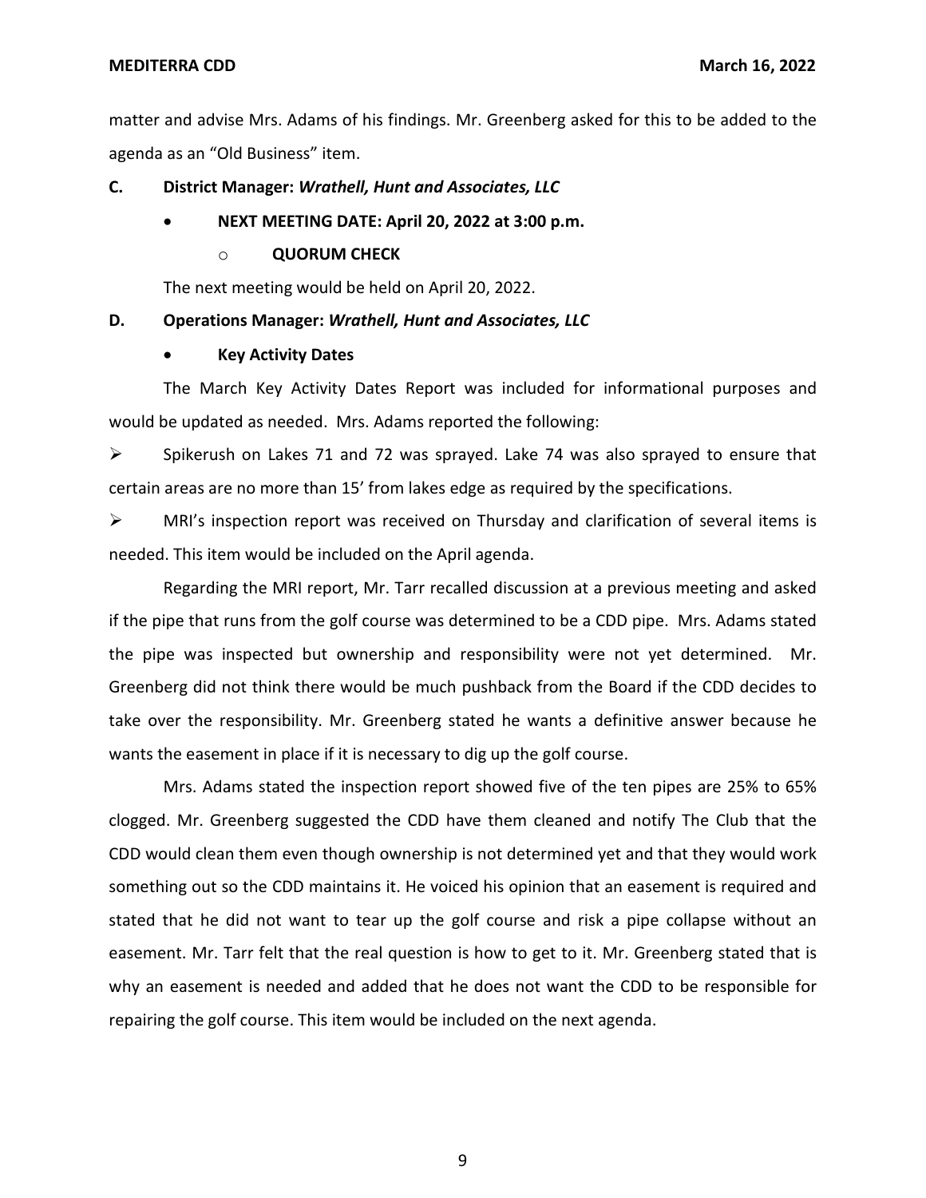matter and advise Mrs. Adams of his findings. Mr. Greenberg asked for this to be added to the agenda as an "Old Business" item.

**C. District Manager: *Wrathell, Hunt and Associates, LLC***

- **NEXT MEETING DATE: April 20, 2022 at 3:00 p.m.**
  - **QUORUM CHECK**

The next meeting would be held on April 20, 2022.

**D. Operations Manager: *Wrathell, Hunt and Associates, LLC***

- **Key Activity Dates**

The March Key Activity Dates Report was included for informational purposes and would be updated as needed. Mrs. Adams reported the following:

➢ Spikerush on Lakes 71 and 72 was sprayed. Lake 74 was also sprayed to ensure that certain areas are no more than 15' from lakes edge as required by the specifications.

➢ MRI's inspection report was received on Thursday and clarification of several items is needed. This item would be included on the April agenda.

Regarding the MRI report, Mr. Tarr recalled discussion at a previous meeting and asked if the pipe that runs from the golf course was determined to be a CDD pipe. Mrs. Adams stated the pipe was inspected but ownership and responsibility were not yet determined. Mr. Greenberg did not think there would be much pushback from the Board if the CDD decides to take over the responsibility. Mr. Greenberg stated he wants a definitive answer because he wants the easement in place if it is necessary to dig up the golf course.

Mrs. Adams stated the inspection report showed five of the ten pipes are 25% to 65% clogged. Mr. Greenberg suggested the CDD have them cleaned and notify The Club that the CDD would clean them even though ownership is not determined yet and that they would work something out so the CDD maintains it. He voiced his opinion that an easement is required and stated that he did not want to tear up the golf course and risk a pipe collapse without an easement. Mr. Tarr felt that the real question is how to get to it. Mr. Greenberg stated that is why an easement is needed and added that he does not want the CDD to be responsible for repairing the golf course. This item would be included on the next agenda.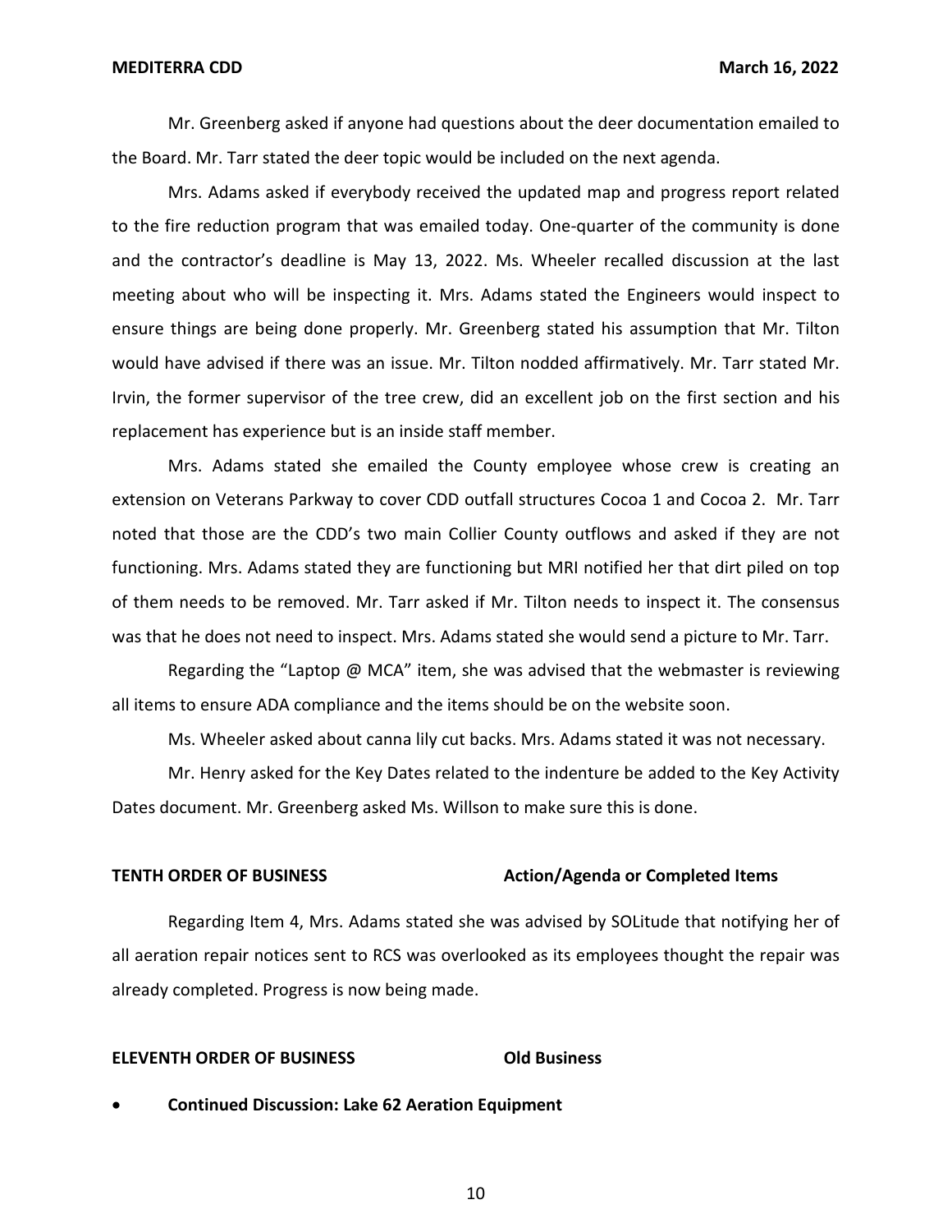Mr. Greenberg asked if anyone had questions about the deer documentation emailed to the Board. Mr. Tarr stated the deer topic would be included on the next agenda.

Mrs. Adams asked if everybody received the updated map and progress report related to the fire reduction program that was emailed today. One-quarter of the community is done and the contractor's deadline is May 13, 2022. Ms. Wheeler recalled discussion at the last meeting about who will be inspecting it. Mrs. Adams stated the Engineers would inspect to ensure things are being done properly. Mr. Greenberg stated his assumption that Mr. Tilton would have advised if there was an issue. Mr. Tilton nodded affirmatively. Mr. Tarr stated Mr. Irvin, the former supervisor of the tree crew, did an excellent job on the first section and his replacement has experience but is an inside staff member.

Mrs. Adams stated she emailed the County employee whose crew is creating an extension on Veterans Parkway to cover CDD outfall structures Cocoa 1 and Cocoa 2. Mr. Tarr noted that those are the CDD's two main Collier County outflows and asked if they are not functioning. Mrs. Adams stated they are functioning but MRI notified her that dirt piled on top of them needs to be removed. Mr. Tarr asked if Mr. Tilton needs to inspect it. The consensus was that he does not need to inspect. Mrs. Adams stated she would send a picture to Mr. Tarr.

Regarding the "Laptop @ MCA" item, she was advised that the webmaster is reviewing all items to ensure ADA compliance and the items should be on the website soon.

Ms. Wheeler asked about canna lily cut backs. Mrs. Adams stated it was not necessary.

Mr. Henry asked for the Key Dates related to the indenture be added to the Key Activity Dates document. Mr. Greenberg asked Ms. Willson to make sure this is done.

**TENTH ORDER OF BUSINESS** **Action/Agenda or Completed Items**

Regarding Item 4, Mrs. Adams stated she was advised by SOLitude that notifying her of all aeration repair notices sent to RCS was overlooked as its employees thought the repair was already completed. Progress is now being made.

**ELEVENTH ORDER OF BUSINESS** **Old Business**

- **Continued Discussion: Lake 62 Aeration Equipment**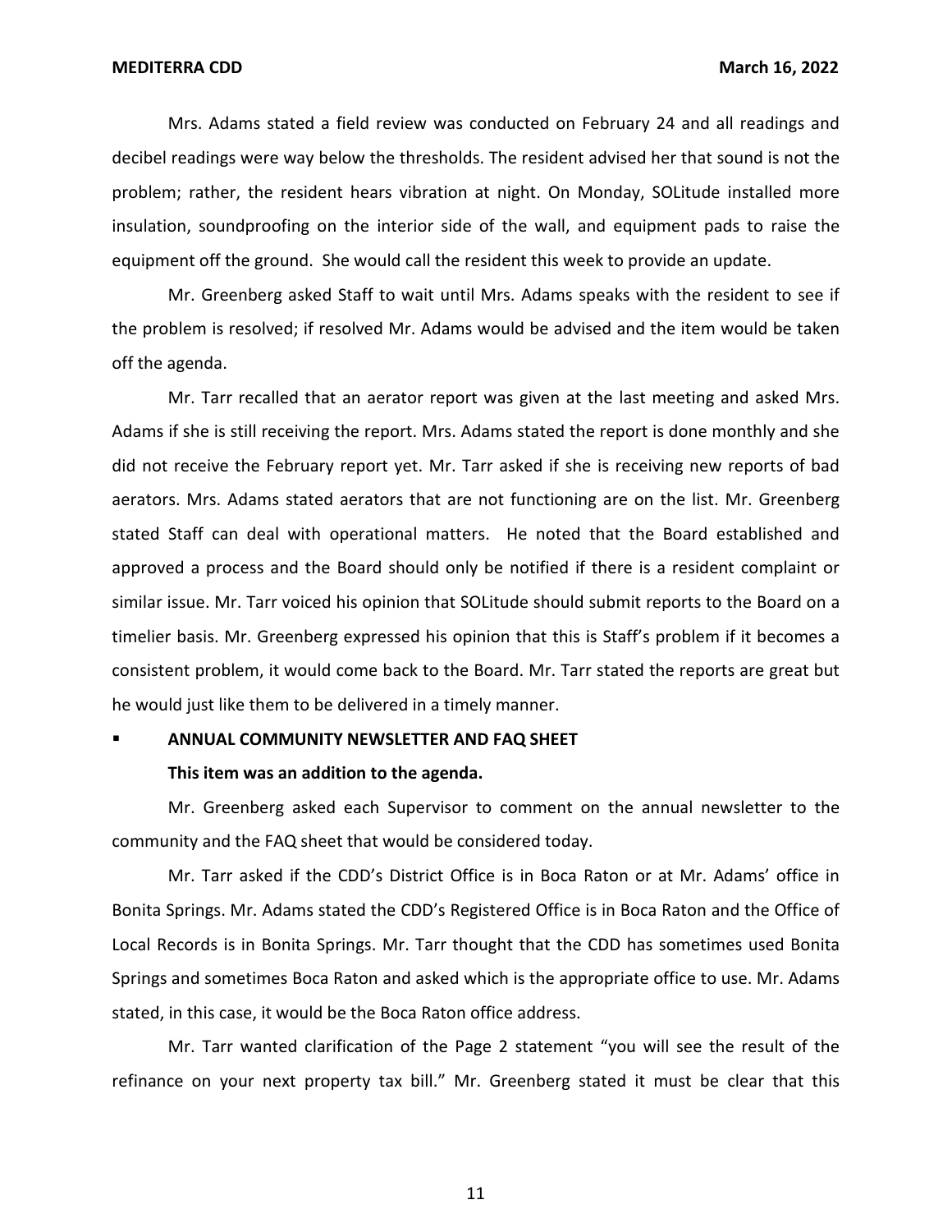Mrs. Adams stated a field review was conducted on February 24 and all readings and decibel readings were way below the thresholds. The resident advised her that sound is not the problem; rather, the resident hears vibration at night. On Monday, SOLitude installed more insulation, soundproofing on the interior side of the wall, and equipment pads to raise the equipment off the ground. She would call the resident this week to provide an update.

Mr. Greenberg asked Staff to wait until Mrs. Adams speaks with the resident to see if the problem is resolved; if resolved Mr. Adams would be advised and the item would be taken off the agenda.

Mr. Tarr recalled that an aerator report was given at the last meeting and asked Mrs. Adams if she is still receiving the report. Mrs. Adams stated the report is done monthly and she did not receive the February report yet. Mr. Tarr asked if she is receiving new reports of bad aerators. Mrs. Adams stated aerators that are not functioning are on the list. Mr. Greenberg stated Staff can deal with operational matters. He noted that the Board established and approved a process and the Board should only be notified if there is a resident complaint or similar issue. Mr. Tarr voiced his opinion that SOLitude should submit reports to the Board on a timelier basis. Mr. Greenberg expressed his opinion that this is Staff's problem if it becomes a consistent problem, it would come back to the Board. Mr. Tarr stated the reports are great but he would just like them to be delivered in a timely manner.

- **ANNUAL COMMUNITY NEWSLETTER AND FAQ SHEET**

  **This item was an addition to the agenda.**

Mr. Greenberg asked each Supervisor to comment on the annual newsletter to the community and the FAQ sheet that would be considered today.

Mr. Tarr asked if the CDD's District Office is in Boca Raton or at Mr. Adams' office in Bonita Springs. Mr. Adams stated the CDD's Registered Office is in Boca Raton and the Office of Local Records is in Bonita Springs. Mr. Tarr thought that the CDD has sometimes used Bonita Springs and sometimes Boca Raton and asked which is the appropriate office to use. Mr. Adams stated, in this case, it would be the Boca Raton office address.

Mr. Tarr wanted clarification of the Page 2 statement "you will see the result of the refinance on your next property tax bill." Mr. Greenberg stated it must be clear that this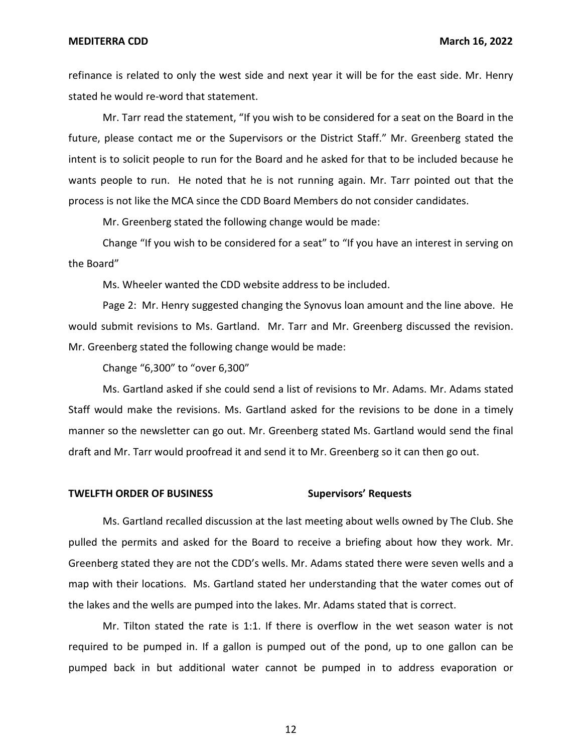refinance is related to only the west side and next year it will be for the east side. Mr. Henry stated he would re-word that statement.

Mr. Tarr read the statement, "If you wish to be considered for a seat on the Board in the future, please contact me or the Supervisors or the District Staff." Mr. Greenberg stated the intent is to solicit people to run for the Board and he asked for that to be included because he wants people to run. He noted that he is not running again. Mr. Tarr pointed out that the process is not like the MCA since the CDD Board Members do not consider candidates.

Mr. Greenberg stated the following change would be made:

Change "If you wish to be considered for a seat" to "If you have an interest in serving on the Board"

Ms. Wheeler wanted the CDD website address to be included.

Page 2: Mr. Henry suggested changing the Synovus loan amount and the line above. He would submit revisions to Ms. Gartland. Mr. Tarr and Mr. Greenberg discussed the revision. Mr. Greenberg stated the following change would be made:

Change "6,300" to "over 6,300"

Ms. Gartland asked if she could send a list of revisions to Mr. Adams. Mr. Adams stated Staff would make the revisions. Ms. Gartland asked for the revisions to be done in a timely manner so the newsletter can go out. Mr. Greenberg stated Ms. Gartland would send the final draft and Mr. Tarr would proofread it and send it to Mr. Greenberg so it can then go out.

**TWELFTH ORDER OF BUSINESS** **Supervisors' Requests**

Ms. Gartland recalled discussion at the last meeting about wells owned by The Club. She pulled the permits and asked for the Board to receive a briefing about how they work. Mr. Greenberg stated they are not the CDD's wells. Mr. Adams stated there were seven wells and a map with their locations. Ms. Gartland stated her understanding that the water comes out of the lakes and the wells are pumped into the lakes. Mr. Adams stated that is correct.

Mr. Tilton stated the rate is 1:1. If there is overflow in the wet season water is not required to be pumped in. If a gallon is pumped out of the pond, up to one gallon can be pumped back in but additional water cannot be pumped in to address evaporation or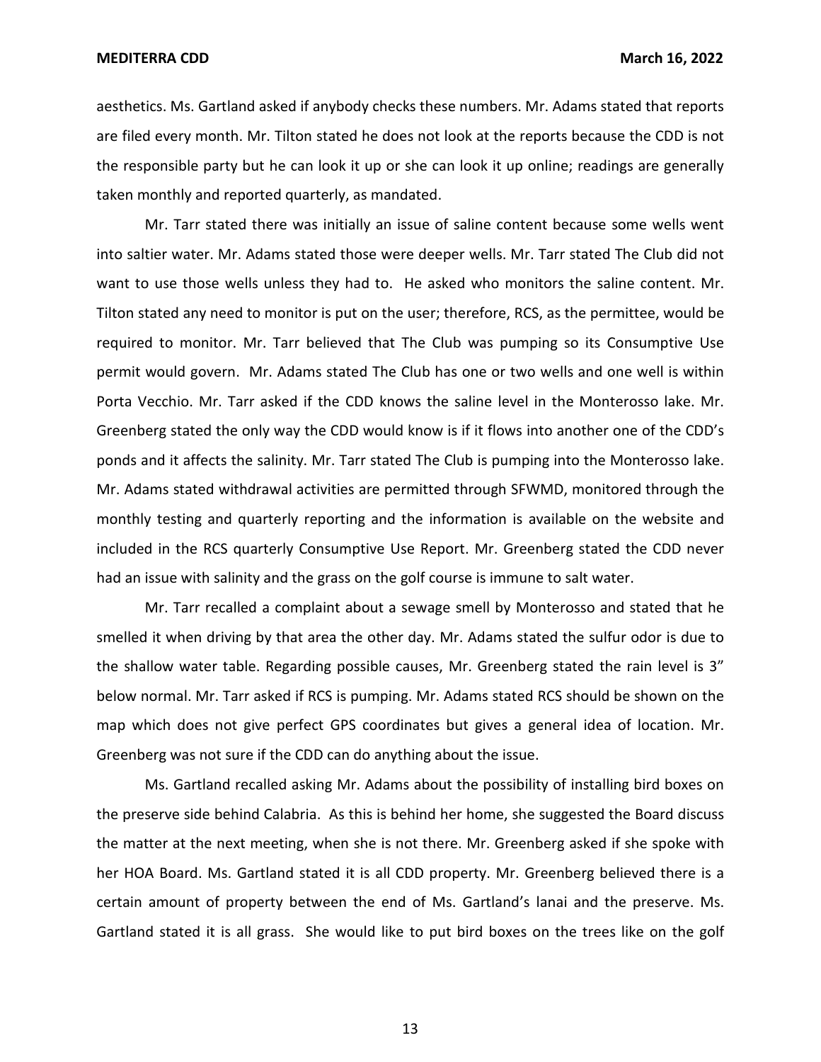aesthetics. Ms. Gartland asked if anybody checks these numbers. Mr. Adams stated that reports are filed every month. Mr. Tilton stated he does not look at the reports because the CDD is not the responsible party but he can look it up or she can look it up online; readings are generally taken monthly and reported quarterly, as mandated.

Mr. Tarr stated there was initially an issue of saline content because some wells went into saltier water. Mr. Adams stated those were deeper wells. Mr. Tarr stated The Club did not want to use those wells unless they had to. He asked who monitors the saline content. Mr. Tilton stated any need to monitor is put on the user; therefore, RCS, as the permittee, would be required to monitor. Mr. Tarr believed that The Club was pumping so its Consumptive Use permit would govern. Mr. Adams stated The Club has one or two wells and one well is within Porta Vecchio. Mr. Tarr asked if the CDD knows the saline level in the Monterosso lake. Mr. Greenberg stated the only way the CDD would know is if it flows into another one of the CDD's ponds and it affects the salinity. Mr. Tarr stated The Club is pumping into the Monterosso lake. Mr. Adams stated withdrawal activities are permitted through SFWMD, monitored through the monthly testing and quarterly reporting and the information is available on the website and included in the RCS quarterly Consumptive Use Report. Mr. Greenberg stated the CDD never had an issue with salinity and the grass on the golf course is immune to salt water.

Mr. Tarr recalled a complaint about a sewage smell by Monterosso and stated that he smelled it when driving by that area the other day. Mr. Adams stated the sulfur odor is due to the shallow water table. Regarding possible causes, Mr. Greenberg stated the rain level is 3" below normal. Mr. Tarr asked if RCS is pumping. Mr. Adams stated RCS should be shown on the map which does not give perfect GPS coordinates but gives a general idea of location. Mr. Greenberg was not sure if the CDD can do anything about the issue.

Ms. Gartland recalled asking Mr. Adams about the possibility of installing bird boxes on the preserve side behind Calabria. As this is behind her home, she suggested the Board discuss the matter at the next meeting, when she is not there. Mr. Greenberg asked if she spoke with her HOA Board. Ms. Gartland stated it is all CDD property. Mr. Greenberg believed there is a certain amount of property between the end of Ms. Gartland's lanai and the preserve. Ms. Gartland stated it is all grass. She would like to put bird boxes on the trees like on the golf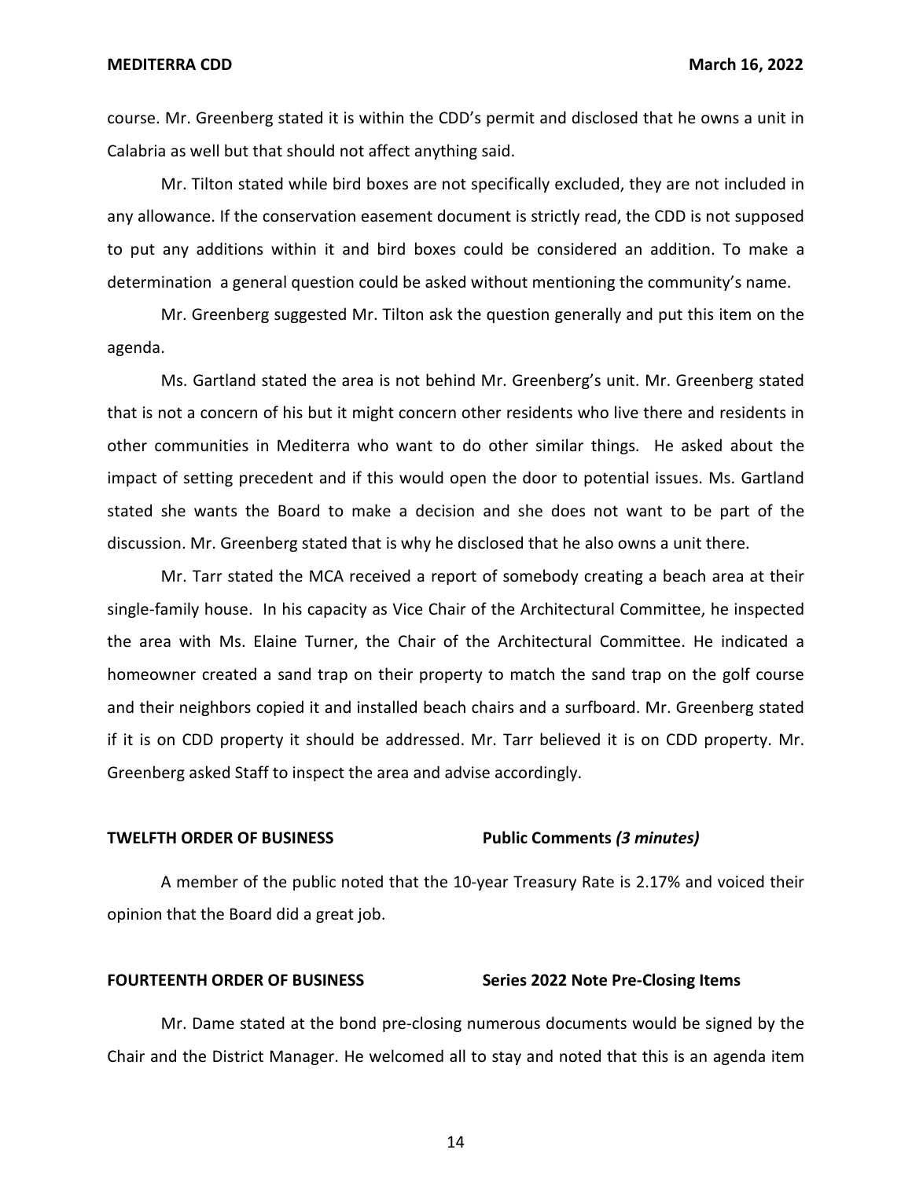course. Mr. Greenberg stated it is within the CDD's permit and disclosed that he owns a unit in Calabria as well but that should not affect anything said.

Mr. Tilton stated while bird boxes are not specifically excluded, they are not included in any allowance. If the conservation easement document is strictly read, the CDD is not supposed to put any additions within it and bird boxes could be considered an addition. To make a determination a general question could be asked without mentioning the community's name.

Mr. Greenberg suggested Mr. Tilton ask the question generally and put this item on the agenda.

Ms. Gartland stated the area is not behind Mr. Greenberg's unit. Mr. Greenberg stated that is not a concern of his but it might concern other residents who live there and residents in other communities in Mediterra who want to do other similar things. He asked about the impact of setting precedent and if this would open the door to potential issues. Ms. Gartland stated she wants the Board to make a decision and she does not want to be part of the discussion. Mr. Greenberg stated that is why he disclosed that he also owns a unit there.

Mr. Tarr stated the MCA received a report of somebody creating a beach area at their single-family house. In his capacity as Vice Chair of the Architectural Committee, he inspected the area with Ms. Elaine Turner, the Chair of the Architectural Committee. He indicated a homeowner created a sand trap on their property to match the sand trap on the golf course and their neighbors copied it and installed beach chairs and a surfboard. Mr. Greenberg stated if it is on CDD property it should be addressed. Mr. Tarr believed it is on CDD property. Mr. Greenberg asked Staff to inspect the area and advise accordingly.

**TWELFTH ORDER OF BUSINESS** **Public Comments *(3 minutes)***

A member of the public noted that the 10-year Treasury Rate is 2.17% and voiced their opinion that the Board did a great job.

**FOURTEENTH ORDER OF BUSINESS** **Series 2022 Note Pre-Closing Items**

Mr. Dame stated at the bond pre-closing numerous documents would be signed by the Chair and the District Manager. He welcomed all to stay and noted that this is an agenda item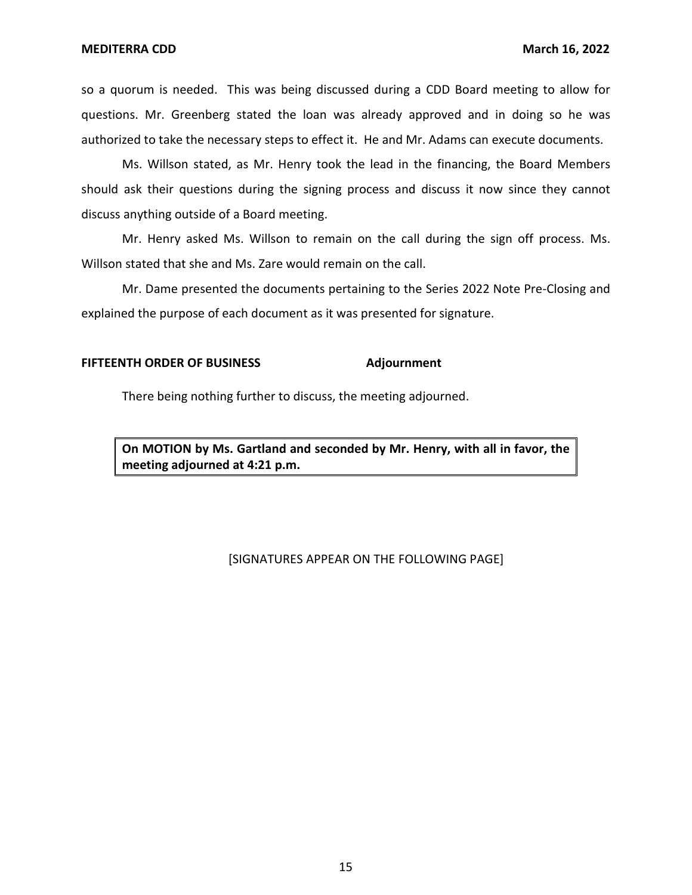so a quorum is needed. This was being discussed during a CDD Board meeting to allow for questions. Mr. Greenberg stated the loan was already approved and in doing so he was authorized to take the necessary steps to effect it. He and Mr. Adams can execute documents.

Ms. Willson stated, as Mr. Henry took the lead in the financing, the Board Members should ask their questions during the signing process and discuss it now since they cannot discuss anything outside of a Board meeting.

Mr. Henry asked Ms. Willson to remain on the call during the sign off process. Ms. Willson stated that she and Ms. Zare would remain on the call.

Mr. Dame presented the documents pertaining to the Series 2022 Note Pre-Closing and explained the purpose of each document as it was presented for signature.

**FIFTEENTH ORDER OF BUSINESS** **Adjournment**

There being nothing further to discuss, the meeting adjourned.

**On MOTION by Ms. Gartland and seconded by Mr. Henry, with all in favor, the meeting adjourned at 4:21 p.m.**

[SIGNATURES APPEAR ON THE FOLLOWING PAGE]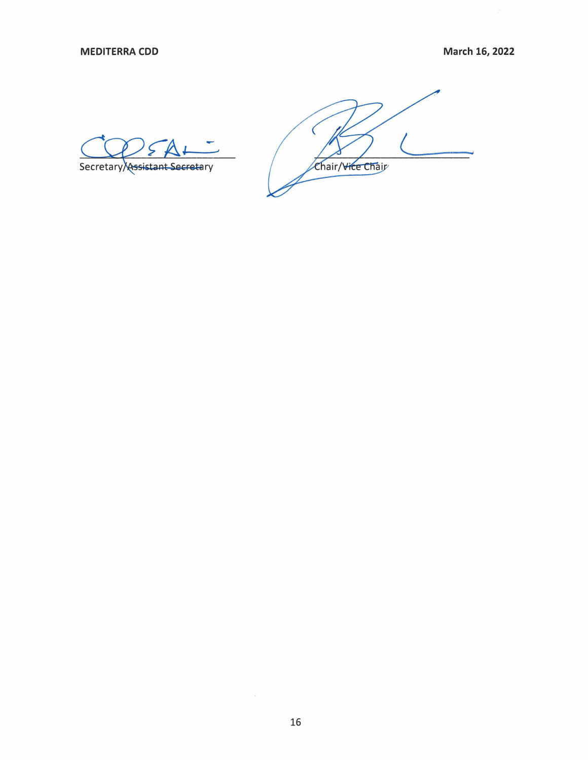MEDITERRA CDD

March 16, 2022

\_\_\_\_\_\_\_\_\_\_\_\_\_\_\_\_\_\_\_\_\_\_\_\_\_\_\_\_\_\_
Secretary/~~Assistant Secretary~~

\_\_\_\_\_\_\_\_\_\_\_\_\_\_\_\_\_\_\_\_\_\_\_\_\_\_\_\_\_\_
Chair/~~Vice Chair~~